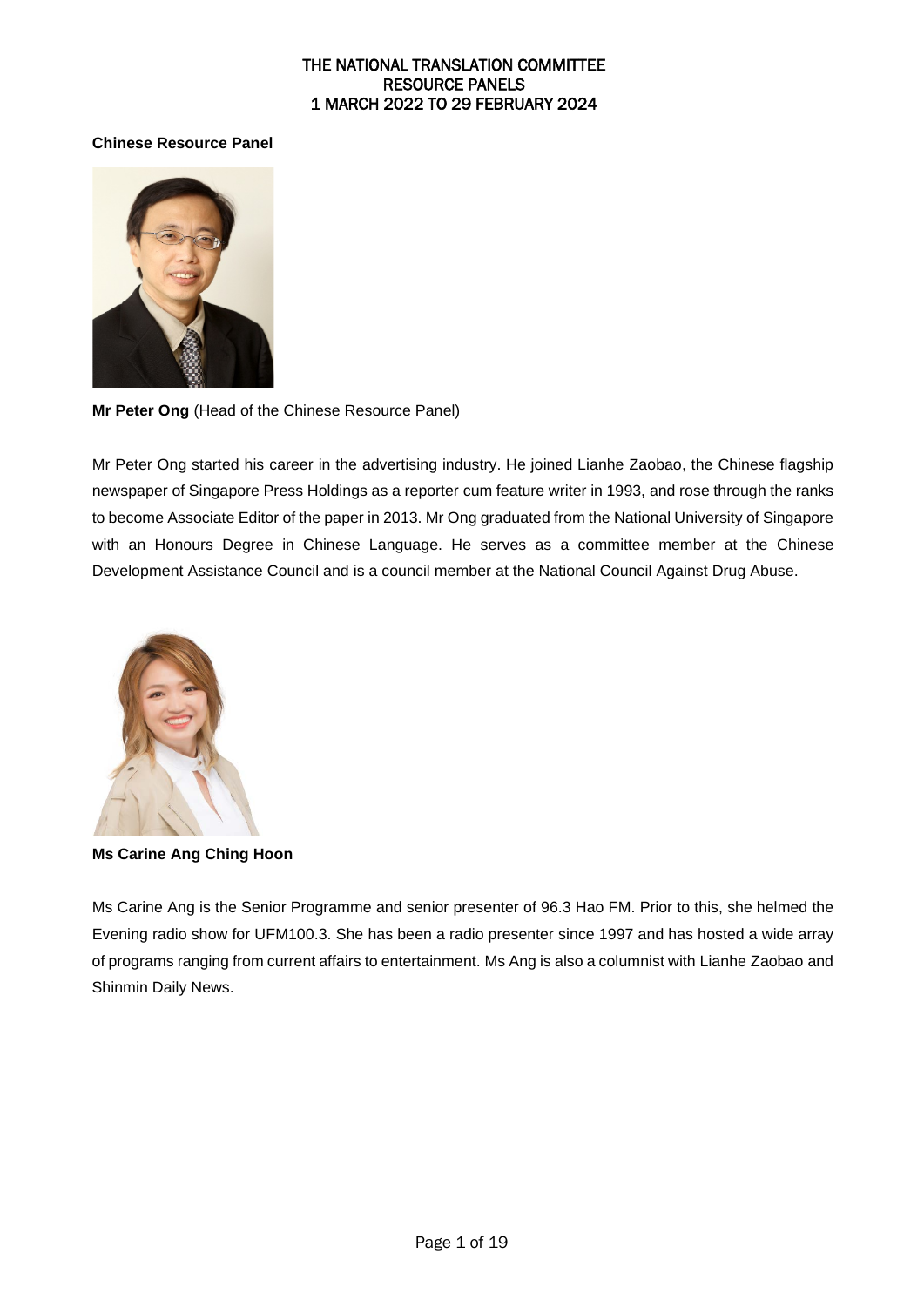# THE NATIONAL TRANSLATION COMMITTEE
## RESOURCE PANELS
## 1 MARCH 2022 TO 29 FEBRUARY 2024

**Chinese Resource Panel**

**Mr Peter Ong** (Head of the Chinese Resource Panel)

Mr Peter Ong started his career in the advertising industry. He joined Lianhe Zaobao, the Chinese flagship newspaper of Singapore Press Holdings as a reporter cum feature writer in 1993, and rose through the ranks to become Associate Editor of the paper in 2013. Mr Ong graduated from the National University of Singapore with an Honours Degree in Chinese Language. He serves as a committee member at the Chinese Development Assistance Council and is a council member at the National Council Against Drug Abuse.

**Ms Carine Ang Ching Hoon**

Ms Carine Ang is the Senior Programme and senior presenter of 96.3 Hao FM. Prior to this, she helmed the Evening radio show for UFM100.3. She has been a radio presenter since 1997 and has hosted a wide array of programs ranging from current affairs to entertainment. Ms Ang is also a columnist with Lianhe Zaobao and Shinmin Daily News.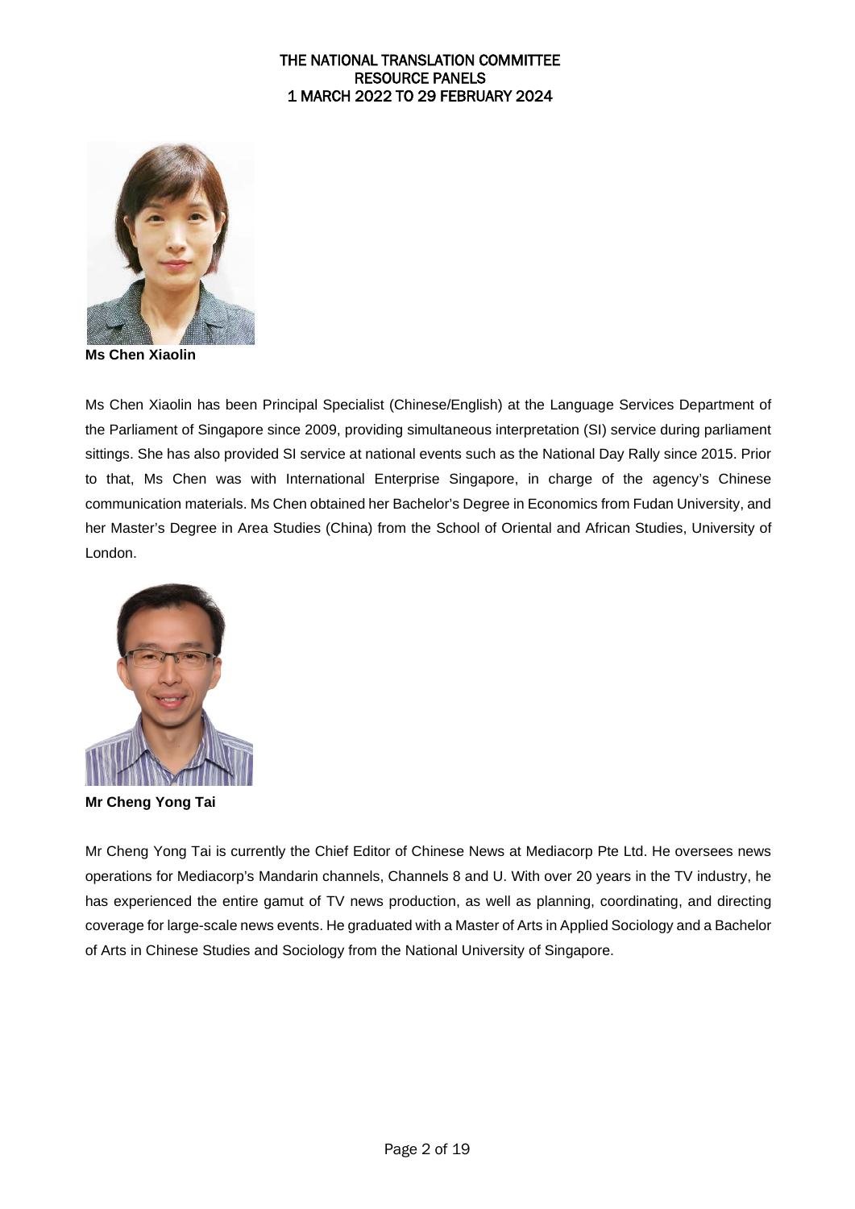**Ms Chen Xiaolin**

Ms Chen Xiaolin has been Principal Specialist (Chinese/English) at the Language Services Department of the Parliament of Singapore since 2009, providing simultaneous interpretation (SI) service during parliament sittings. She has also provided SI service at national events such as the National Day Rally since 2015. Prior to that, Ms Chen was with International Enterprise Singapore, in charge of the agency's Chinese communication materials. Ms Chen obtained her Bachelor's Degree in Economics from Fudan University, and her Master's Degree in Area Studies (China) from the School of Oriental and African Studies, University of London.

**Mr Cheng Yong Tai**

Mr Cheng Yong Tai is currently the Chief Editor of Chinese News at Mediacorp Pte Ltd. He oversees news operations for Mediacorp's Mandarin channels, Channels 8 and U. With over 20 years in the TV industry, he has experienced the entire gamut of TV news production, as well as planning, coordinating, and directing coverage for large-scale news events. He graduated with a Master of Arts in Applied Sociology and a Bachelor of Arts in Chinese Studies and Sociology from the National University of Singapore.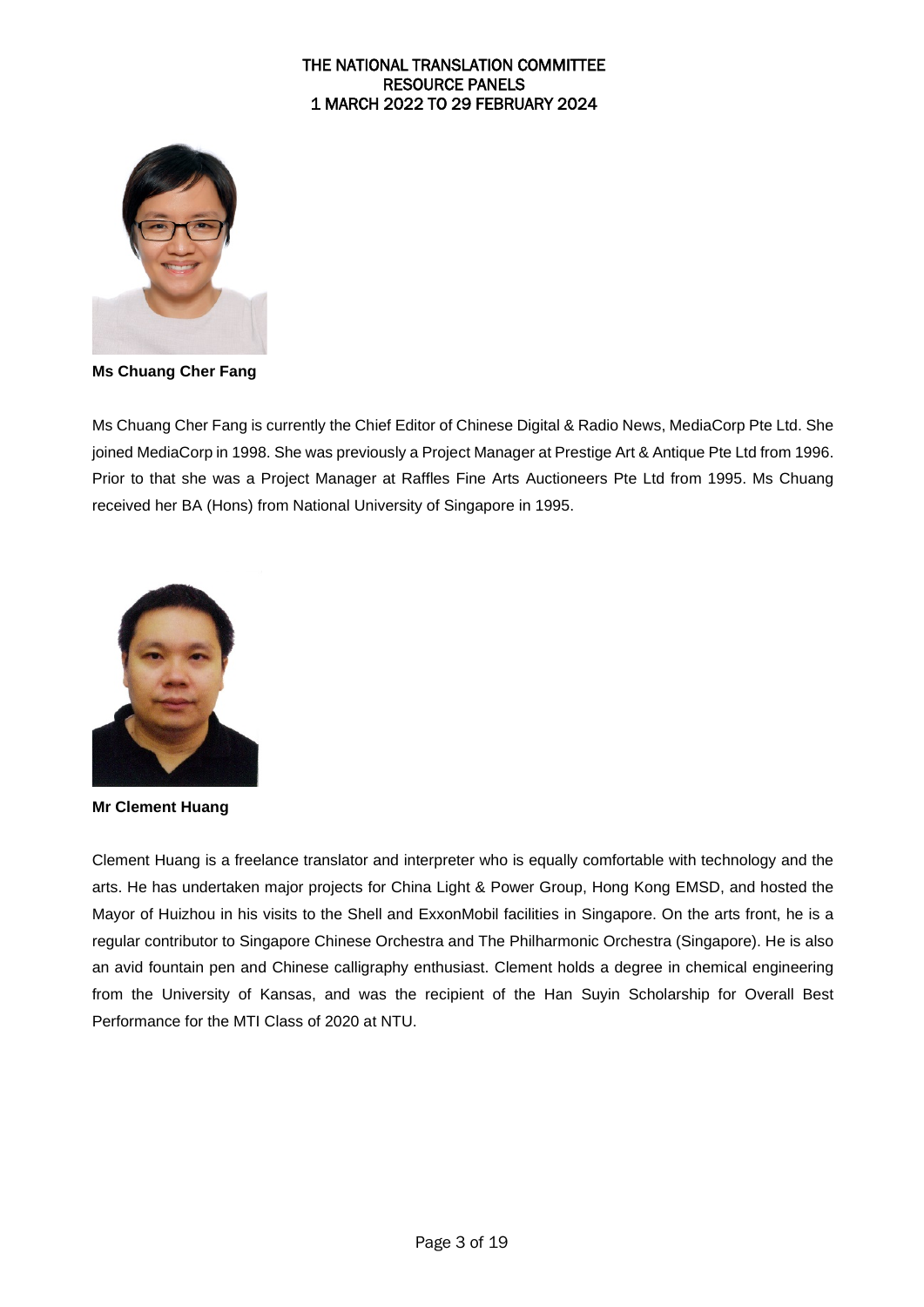**Ms Chuang Cher Fang**

Ms Chuang Cher Fang is currently the Chief Editor of Chinese Digital & Radio News, MediaCorp Pte Ltd. She joined MediaCorp in 1998. She was previously a Project Manager at Prestige Art & Antique Pte Ltd from 1996. Prior to that she was a Project Manager at Raffles Fine Arts Auctioneers Pte Ltd from 1995. Ms Chuang received her BA (Hons) from National University of Singapore in 1995.

**Mr Clement Huang**

Clement Huang is a freelance translator and interpreter who is equally comfortable with technology and the arts. He has undertaken major projects for China Light & Power Group, Hong Kong EMSD, and hosted the Mayor of Huizhou in his visits to the Shell and ExxonMobil facilities in Singapore. On the arts front, he is a regular contributor to Singapore Chinese Orchestra and The Philharmonic Orchestra (Singapore). He is also an avid fountain pen and Chinese calligraphy enthusiast. Clement holds a degree in chemical engineering from the University of Kansas, and was the recipient of the Han Suyin Scholarship for Overall Best Performance for the MTI Class of 2020 at NTU.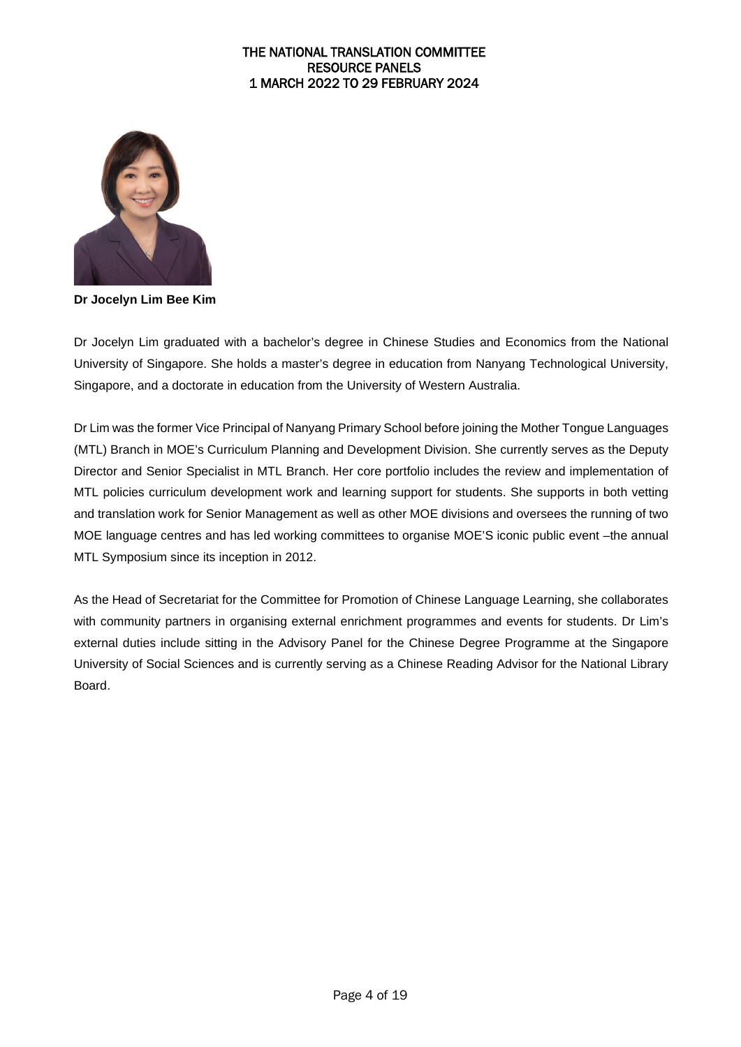**Dr Jocelyn Lim Bee Kim**

Dr Jocelyn Lim graduated with a bachelor's degree in Chinese Studies and Economics from the National University of Singapore. She holds a master's degree in education from Nanyang Technological University, Singapore, and a doctorate in education from the University of Western Australia.

Dr Lim was the former Vice Principal of Nanyang Primary School before joining the Mother Tongue Languages (MTL) Branch in MOE's Curriculum Planning and Development Division. She currently serves as the Deputy Director and Senior Specialist in MTL Branch. Her core portfolio includes the review and implementation of MTL policies curriculum development work and learning support for students. She supports in both vetting and translation work for Senior Management as well as other MOE divisions and oversees the running of two MOE language centres and has led working committees to organise MOE'S iconic public event –the annual MTL Symposium since its inception in 2012.

As the Head of Secretariat for the Committee for Promotion of Chinese Language Learning, she collaborates with community partners in organising external enrichment programmes and events for students. Dr Lim's external duties include sitting in the Advisory Panel for the Chinese Degree Programme at the Singapore University of Social Sciences and is currently serving as a Chinese Reading Advisor for the National Library Board.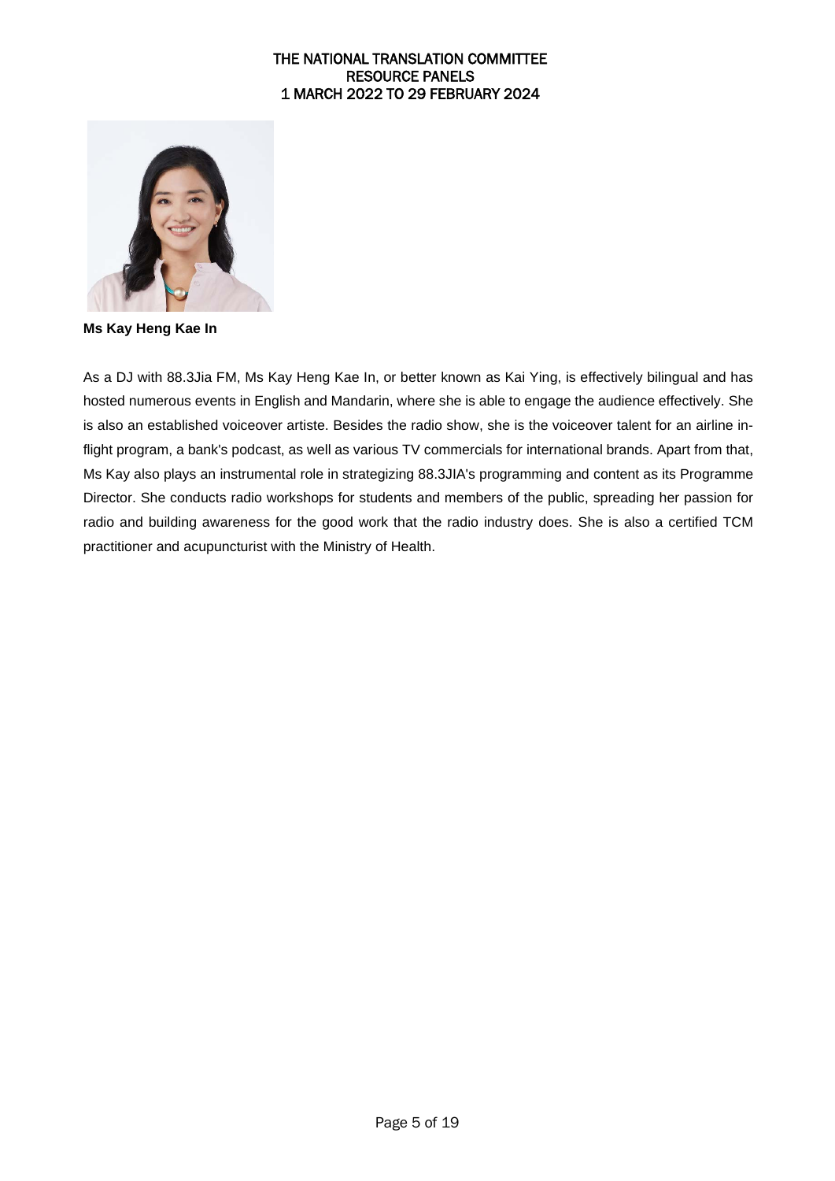**Ms Kay Heng Kae In**

As a DJ with 88.3Jia FM, Ms Kay Heng Kae In, or better known as Kai Ying, is effectively bilingual and has hosted numerous events in English and Mandarin, where she is able to engage the audience effectively. She is also an established voiceover artiste. Besides the radio show, she is the voiceover talent for an airline in-flight program, a bank's podcast, as well as various TV commercials for international brands. Apart from that, Ms Kay also plays an instrumental role in strategizing 88.3JIA's programming and content as its Programme Director. She conducts radio workshops for students and members of the public, spreading her passion for radio and building awareness for the good work that the radio industry does. She is also a certified TCM practitioner and acupuncturist with the Ministry of Health.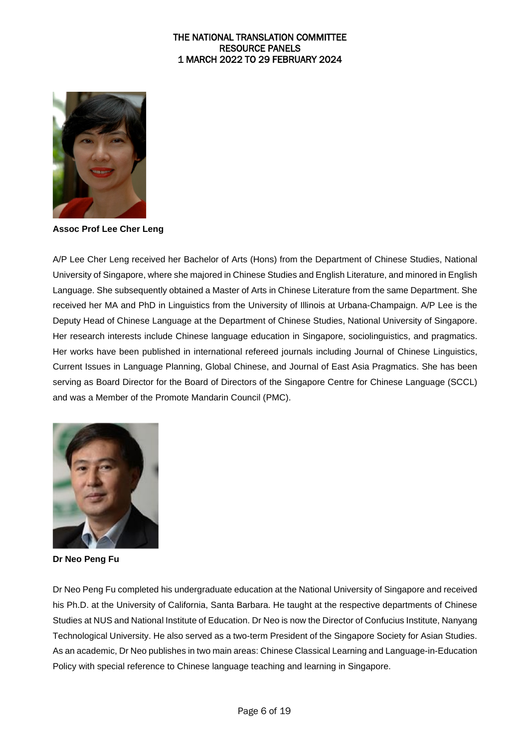**Assoc Prof Lee Cher Leng**

A/P Lee Cher Leng received her Bachelor of Arts (Hons) from the Department of Chinese Studies, National University of Singapore, where she majored in Chinese Studies and English Literature, and minored in English Language. She subsequently obtained a Master of Arts in Chinese Literature from the same Department. She received her MA and PhD in Linguistics from the University of Illinois at Urbana-Champaign. A/P Lee is the Deputy Head of Chinese Language at the Department of Chinese Studies, National University of Singapore. Her research interests include Chinese language education in Singapore, sociolinguistics, and pragmatics. Her works have been published in international refereed journals including Journal of Chinese Linguistics, Current Issues in Language Planning, Global Chinese, and Journal of East Asia Pragmatics. She has been serving as Board Director for the Board of Directors of the Singapore Centre for Chinese Language (SCCL) and was a Member of the Promote Mandarin Council (PMC).

**Dr Neo Peng Fu**

Dr Neo Peng Fu completed his undergraduate education at the National University of Singapore and received his Ph.D. at the University of California, Santa Barbara. He taught at the respective departments of Chinese Studies at NUS and National Institute of Education. Dr Neo is now the Director of Confucius Institute, Nanyang Technological University. He also served as a two-term President of the Singapore Society for Asian Studies. As an academic, Dr Neo publishes in two main areas: Chinese Classical Learning and Language-in-Education Policy with special reference to Chinese language teaching and learning in Singapore.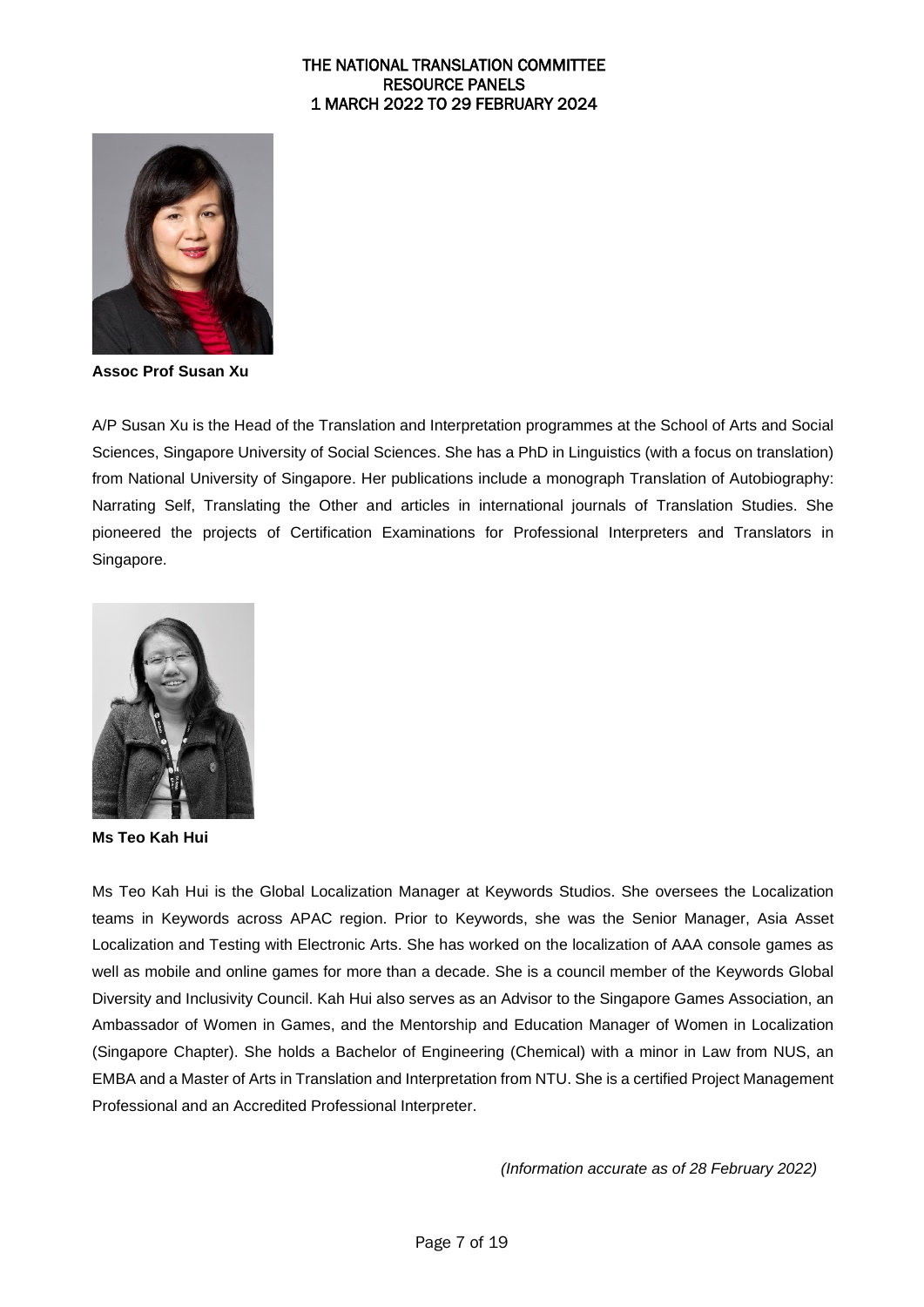**Assoc Prof Susan Xu**

A/P Susan Xu is the Head of the Translation and Interpretation programmes at the School of Arts and Social Sciences, Singapore University of Social Sciences. She has a PhD in Linguistics (with a focus on translation) from National University of Singapore. Her publications include a monograph Translation of Autobiography: Narrating Self, Translating the Other and articles in international journals of Translation Studies. She pioneered the projects of Certification Examinations for Professional Interpreters and Translators in Singapore.

**Ms Teo Kah Hui**

Ms Teo Kah Hui is the Global Localization Manager at Keywords Studios. She oversees the Localization teams in Keywords across APAC region. Prior to Keywords, she was the Senior Manager, Asia Asset Localization and Testing with Electronic Arts. She has worked on the localization of AAA console games as well as mobile and online games for more than a decade. She is a council member of the Keywords Global Diversity and Inclusivity Council. Kah Hui also serves as an Advisor to the Singapore Games Association, an Ambassador of Women in Games, and the Mentorship and Education Manager of Women in Localization (Singapore Chapter). She holds a Bachelor of Engineering (Chemical) with a minor in Law from NUS, an EMBA and a Master of Arts in Translation and Interpretation from NTU. She is a certified Project Management Professional and an Accredited Professional Interpreter.

*(Information accurate as of 28 February 2022)*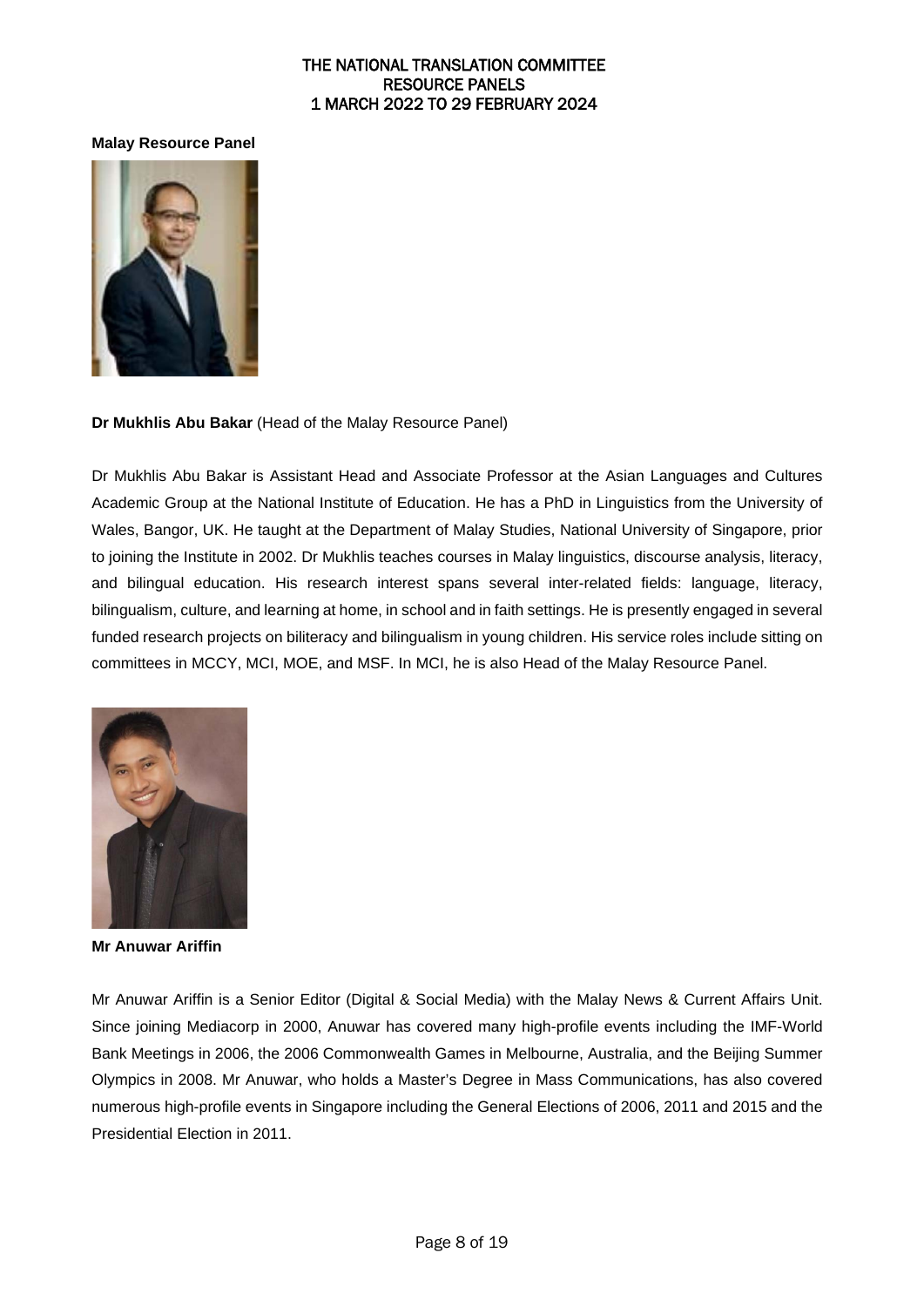# THE NATIONAL TRANSLATION COMMITTEE RESOURCE PANELS 1 MARCH 2022 TO 29 FEBRUARY 2024

**Malay Resource Panel**

**Dr Mukhlis Abu Bakar** (Head of the Malay Resource Panel)

Dr Mukhlis Abu Bakar is Assistant Head and Associate Professor at the Asian Languages and Cultures Academic Group at the National Institute of Education. He has a PhD in Linguistics from the University of Wales, Bangor, UK. He taught at the Department of Malay Studies, National University of Singapore, prior to joining the Institute in 2002. Dr Mukhlis teaches courses in Malay linguistics, discourse analysis, literacy, and bilingual education. His research interest spans several inter-related fields: language, literacy, bilingualism, culture, and learning at home, in school and in faith settings. He is presently engaged in several funded research projects on biliteracy and bilingualism in young children. His service roles include sitting on committees in MCCY, MCI, MOE, and MSF. In MCI, he is also Head of the Malay Resource Panel.

**Mr Anuwar Ariffin**

Mr Anuwar Ariffin is a Senior Editor (Digital & Social Media) with the Malay News & Current Affairs Unit. Since joining Mediacorp in 2000, Anuwar has covered many high-profile events including the IMF-World Bank Meetings in 2006, the 2006 Commonwealth Games in Melbourne, Australia, and the Beijing Summer Olympics in 2008. Mr Anuwar, who holds a Master's Degree in Mass Communications, has also covered numerous high-profile events in Singapore including the General Elections of 2006, 2011 and 2015 and the Presidential Election in 2011.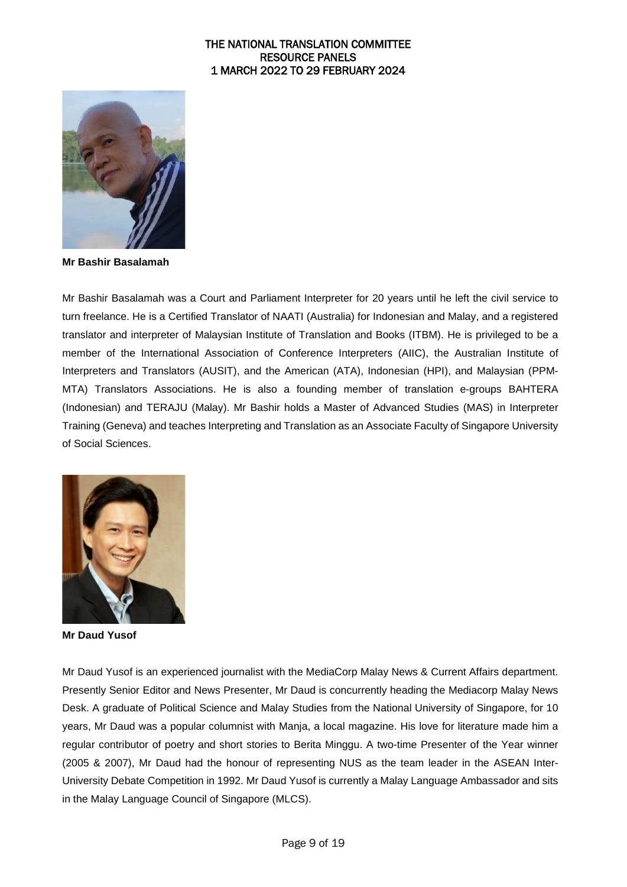**Mr Bashir Basalamah**

Mr Bashir Basalamah was a Court and Parliament Interpreter for 20 years until he left the civil service to turn freelance. He is a Certified Translator of NAATI (Australia) for Indonesian and Malay, and a registered translator and interpreter of Malaysian Institute of Translation and Books (ITBM). He is privileged to be a member of the International Association of Conference Interpreters (AIIC), the Australian Institute of Interpreters and Translators (AUSIT), and the American (ATA), Indonesian (HPI), and Malaysian (PPM-MTA) Translators Associations. He is also a founding member of translation e-groups BAHTERA (Indonesian) and TERAJU (Malay). Mr Bashir holds a Master of Advanced Studies (MAS) in Interpreter Training (Geneva) and teaches Interpreting and Translation as an Associate Faculty of Singapore University of Social Sciences.

**Mr Daud Yusof**

Mr Daud Yusof is an experienced journalist with the MediaCorp Malay News & Current Affairs department. Presently Senior Editor and News Presenter, Mr Daud is concurrently heading the Mediacorp Malay News Desk. A graduate of Political Science and Malay Studies from the National University of Singapore, for 10 years, Mr Daud was a popular columnist with Manja, a local magazine. His love for literature made him a regular contributor of poetry and short stories to Berita Minggu. A two-time Presenter of the Year winner (2005 & 2007), Mr Daud had the honour of representing NUS as the team leader in the ASEAN Inter-University Debate Competition in 1992. Mr Daud Yusof is currently a Malay Language Ambassador and sits in the Malay Language Council of Singapore (MLCS).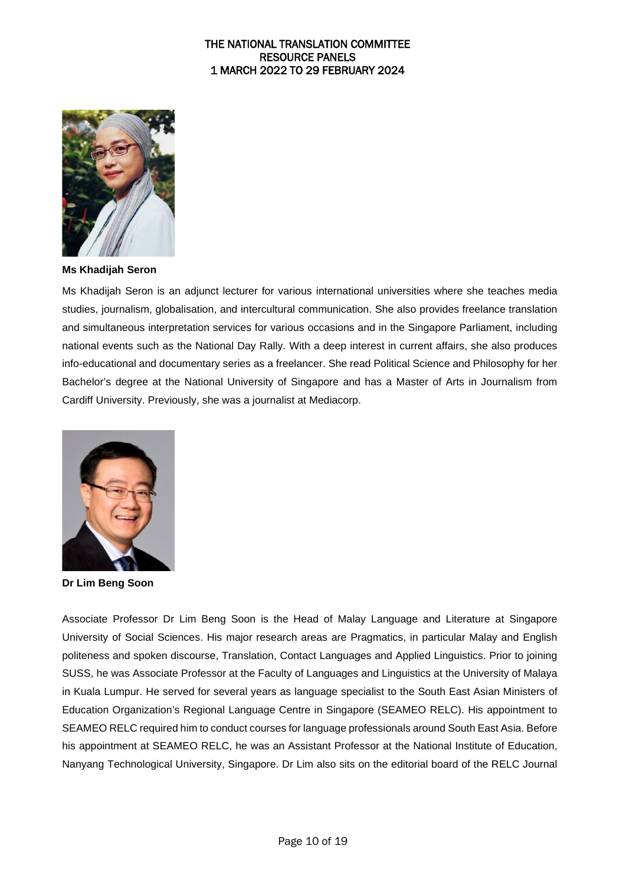**Ms Khadijah Seron**

Ms Khadijah Seron is an adjunct lecturer for various international universities where she teaches media studies, journalism, globalisation, and intercultural communication. She also provides freelance translation and simultaneous interpretation services for various occasions and in the Singapore Parliament, including national events such as the National Day Rally. With a deep interest in current affairs, she also produces info-educational and documentary series as a freelancer. She read Political Science and Philosophy for her Bachelor's degree at the National University of Singapore and has a Master of Arts in Journalism from Cardiff University. Previously, she was a journalist at Mediacorp.

**Dr Lim Beng Soon**

Associate Professor Dr Lim Beng Soon is the Head of Malay Language and Literature at Singapore University of Social Sciences. His major research areas are Pragmatics, in particular Malay and English politeness and spoken discourse, Translation, Contact Languages and Applied Linguistics. Prior to joining SUSS, he was Associate Professor at the Faculty of Languages and Linguistics at the University of Malaya in Kuala Lumpur. He served for several years as language specialist to the South East Asian Ministers of Education Organization's Regional Language Centre in Singapore (SEAMEO RELC). His appointment to SEAMEO RELC required him to conduct courses for language professionals around South East Asia. Before his appointment at SEAMEO RELC, he was an Assistant Professor at the National Institute of Education, Nanyang Technological University, Singapore. Dr Lim also sits on the editorial board of the RELC Journal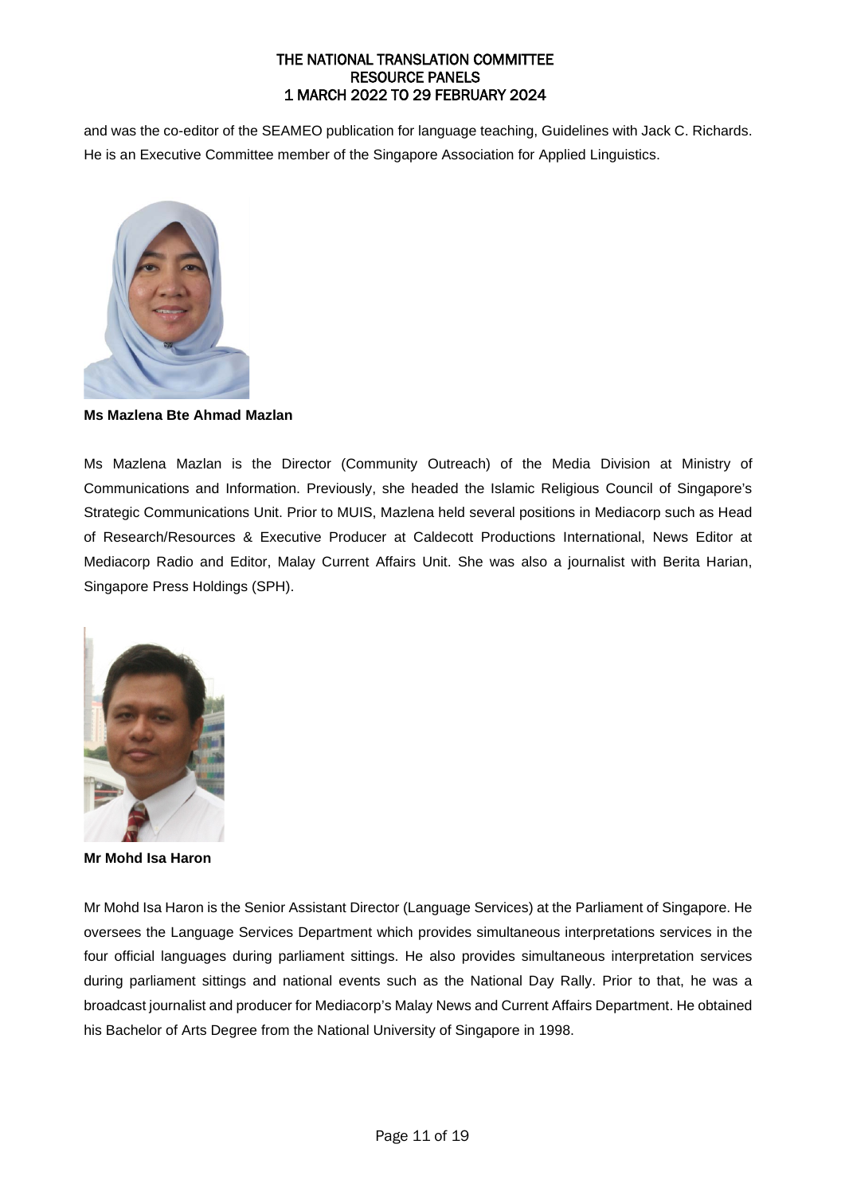and was the co-editor of the SEAMEO publication for language teaching, Guidelines with Jack C. Richards. He is an Executive Committee member of the Singapore Association for Applied Linguistics.

**Ms Mazlena Bte Ahmad Mazlan**

Ms Mazlena Mazlan is the Director (Community Outreach) of the Media Division at Ministry of Communications and Information. Previously, she headed the Islamic Religious Council of Singapore's Strategic Communications Unit. Prior to MUIS, Mazlena held several positions in Mediacorp such as Head of Research/Resources & Executive Producer at Caldecott Productions International, News Editor at Mediacorp Radio and Editor, Malay Current Affairs Unit. She was also a journalist with Berita Harian, Singapore Press Holdings (SPH).

**Mr Mohd Isa Haron**

Mr Mohd Isa Haron is the Senior Assistant Director (Language Services) at the Parliament of Singapore. He oversees the Language Services Department which provides simultaneous interpretations services in the four official languages during parliament sittings. He also provides simultaneous interpretation services during parliament sittings and national events such as the National Day Rally. Prior to that, he was a broadcast journalist and producer for Mediacorp's Malay News and Current Affairs Department. He obtained his Bachelor of Arts Degree from the National University of Singapore in 1998.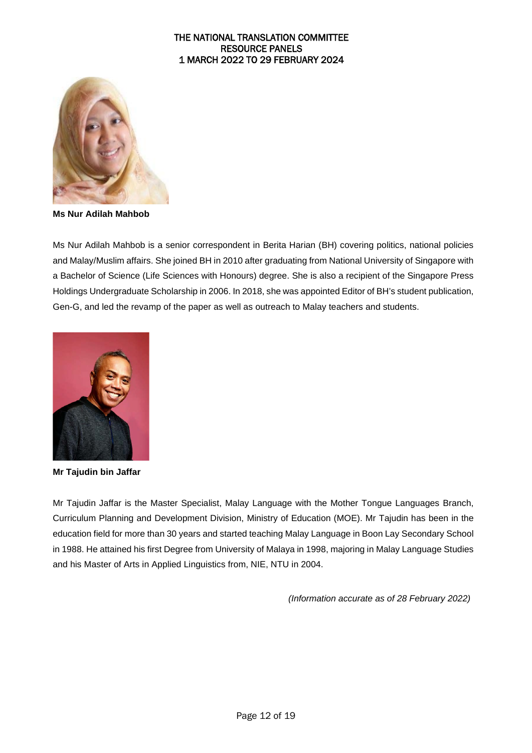**Ms Nur Adilah Mahbob**

Ms Nur Adilah Mahbob is a senior correspondent in Berita Harian (BH) covering politics, national policies and Malay/Muslim affairs. She joined BH in 2010 after graduating from National University of Singapore with a Bachelor of Science (Life Sciences with Honours) degree. She is also a recipient of the Singapore Press Holdings Undergraduate Scholarship in 2006. In 2018, she was appointed Editor of BH's student publication, Gen-G, and led the revamp of the paper as well as outreach to Malay teachers and students.

**Mr Tajudin bin Jaffar**

Mr Tajudin Jaffar is the Master Specialist, Malay Language with the Mother Tongue Languages Branch, Curriculum Planning and Development Division, Ministry of Education (MOE). Mr Tajudin has been in the education field for more than 30 years and started teaching Malay Language in Boon Lay Secondary School in 1988. He attained his first Degree from University of Malaya in 1998, majoring in Malay Language Studies and his Master of Arts in Applied Linguistics from, NIE, NTU in 2004.

*(Information accurate as of 28 February 2022)*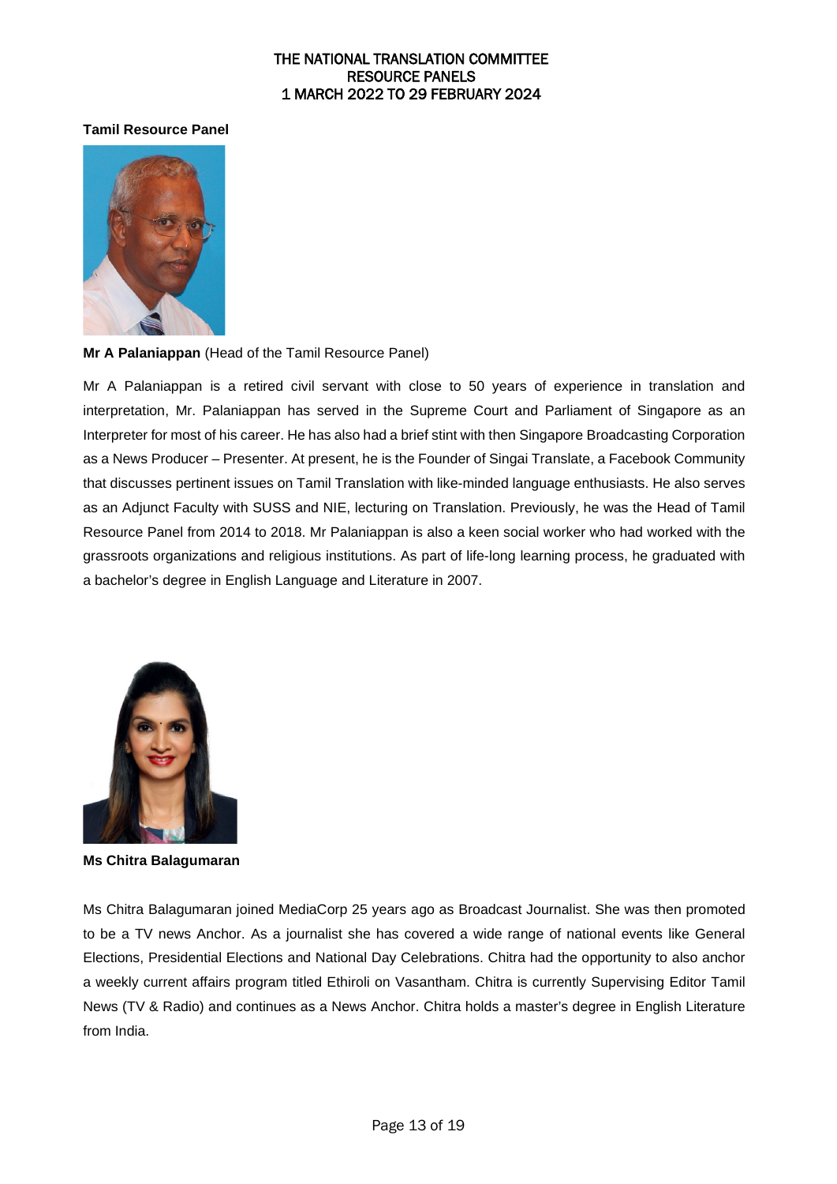THE NATIONAL TRANSLATION COMMITTEE
RESOURCE PANELS
1 MARCH 2022 TO 29 FEBRUARY 2024

**Tamil Resource Panel**

**Mr A Palaniappan** (Head of the Tamil Resource Panel)

Mr A Palaniappan is a retired civil servant with close to 50 years of experience in translation and interpretation, Mr. Palaniappan has served in the Supreme Court and Parliament of Singapore as an Interpreter for most of his career. He has also had a brief stint with then Singapore Broadcasting Corporation as a News Producer – Presenter. At present, he is the Founder of Singai Translate, a Facebook Community that discusses pertinent issues on Tamil Translation with like-minded language enthusiasts. He also serves as an Adjunct Faculty with SUSS and NIE, lecturing on Translation. Previously, he was the Head of Tamil Resource Panel from 2014 to 2018. Mr Palaniappan is also a keen social worker who had worked with the grassroots organizations and religious institutions. As part of life-long learning process, he graduated with a bachelor's degree in English Language and Literature in 2007.

**Ms Chitra Balagumaran**

Ms Chitra Balagumaran joined MediaCorp 25 years ago as Broadcast Journalist. She was then promoted to be a TV news Anchor. As a journalist she has covered a wide range of national events like General Elections, Presidential Elections and National Day Celebrations. Chitra had the opportunity to also anchor a weekly current affairs program titled Ethiroli on Vasantham. Chitra is currently Supervising Editor Tamil News (TV & Radio) and continues as a News Anchor. Chitra holds a master's degree in English Literature from India.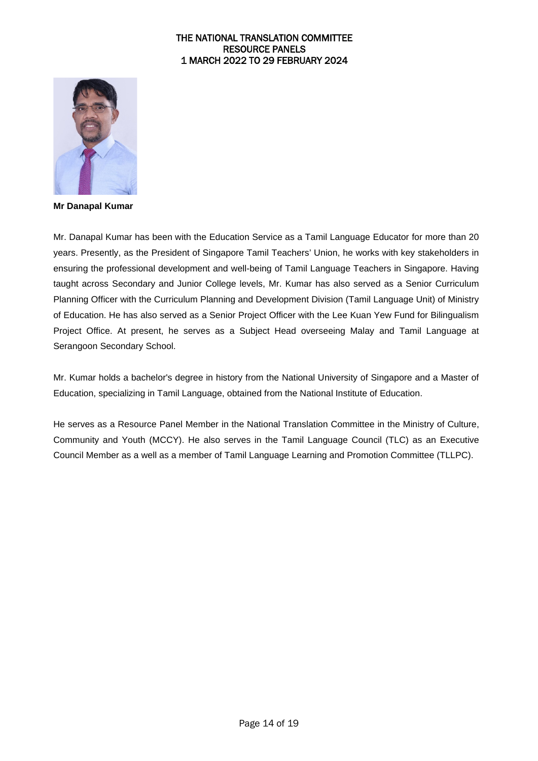THE NATIONAL TRANSLATION COMMITTEE
RESOURCE PANELS
1 MARCH 2022 TO 29 FEBRUARY 2024

**Mr Danapal Kumar**

Mr. Danapal Kumar has been with the Education Service as a Tamil Language Educator for more than 20 years. Presently, as the President of Singapore Tamil Teachers' Union, he works with key stakeholders in ensuring the professional development and well-being of Tamil Language Teachers in Singapore. Having taught across Secondary and Junior College levels, Mr. Kumar has also served as a Senior Curriculum Planning Officer with the Curriculum Planning and Development Division (Tamil Language Unit) of Ministry of Education. He has also served as a Senior Project Officer with the Lee Kuan Yew Fund for Bilingualism Project Office. At present, he serves as a Subject Head overseeing Malay and Tamil Language at Serangoon Secondary School.

Mr. Kumar holds a bachelor's degree in history from the National University of Singapore and a Master of Education, specializing in Tamil Language, obtained from the National Institute of Education.

He serves as a Resource Panel Member in the National Translation Committee in the Ministry of Culture, Community and Youth (MCCY). He also serves in the Tamil Language Council (TLC) as an Executive Council Member as a well as a member of Tamil Language Learning and Promotion Committee (TLLPC).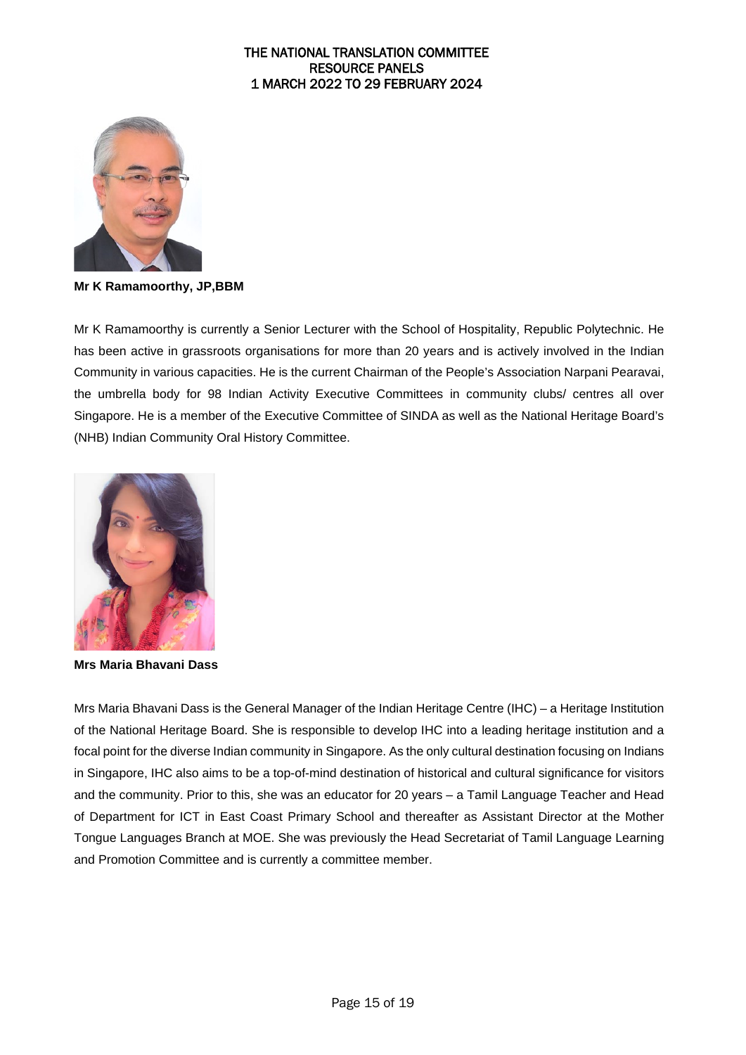Mr K Ramamoorthy, JP,BBM

Mr K Ramamoorthy is currently a Senior Lecturer with the School of Hospitality, Republic Polytechnic. He has been active in grassroots organisations for more than 20 years and is actively involved in the Indian Community in various capacities. He is the current Chairman of the People's Association Narpani Pearavai, the umbrella body for 98 Indian Activity Executive Committees in community clubs/ centres all over Singapore. He is a member of the Executive Committee of SINDA as well as the National Heritage Board's (NHB) Indian Community Oral History Committee.

**Mrs Maria Bhavani Dass**

Mrs Maria Bhavani Dass is the General Manager of the Indian Heritage Centre (IHC) – a Heritage Institution of the National Heritage Board. She is responsible to develop IHC into a leading heritage institution and a focal point for the diverse Indian community in Singapore. As the only cultural destination focusing on Indians in Singapore, IHC also aims to be a top-of-mind destination of historical and cultural significance for visitors and the community. Prior to this, she was an educator for 20 years – a Tamil Language Teacher and Head of Department for ICT in East Coast Primary School and thereafter as Assistant Director at the Mother Tongue Languages Branch at MOE. She was previously the Head Secretariat of Tamil Language Learning and Promotion Committee and is currently a committee member.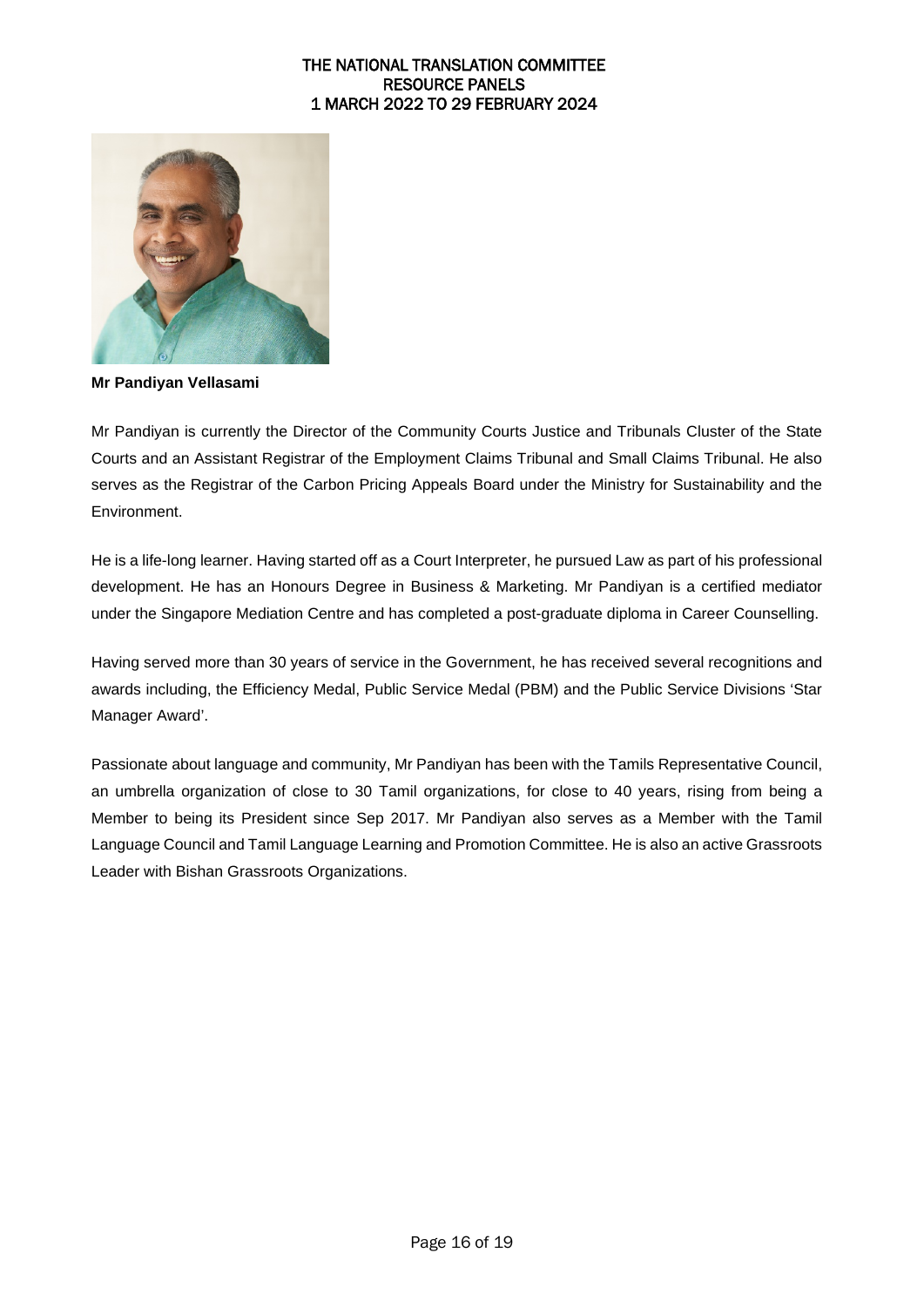**Mr Pandiyan Vellasami**

Mr Pandiyan is currently the Director of the Community Courts Justice and Tribunals Cluster of the State Courts and an Assistant Registrar of the Employment Claims Tribunal and Small Claims Tribunal. He also serves as the Registrar of the Carbon Pricing Appeals Board under the Ministry for Sustainability and the Environment.

He is a life-long learner. Having started off as a Court Interpreter, he pursued Law as part of his professional development. He has an Honours Degree in Business & Marketing. Mr Pandiyan is a certified mediator under the Singapore Mediation Centre and has completed a post-graduate diploma in Career Counselling.

Having served more than 30 years of service in the Government, he has received several recognitions and awards including, the Efficiency Medal, Public Service Medal (PBM) and the Public Service Divisions 'Star Manager Award'.

Passionate about language and community, Mr Pandiyan has been with the Tamils Representative Council, an umbrella organization of close to 30 Tamil organizations, for close to 40 years, rising from being a Member to being its President since Sep 2017. Mr Pandiyan also serves as a Member with the Tamil Language Council and Tamil Language Learning and Promotion Committee. He is also an active Grassroots Leader with Bishan Grassroots Organizations.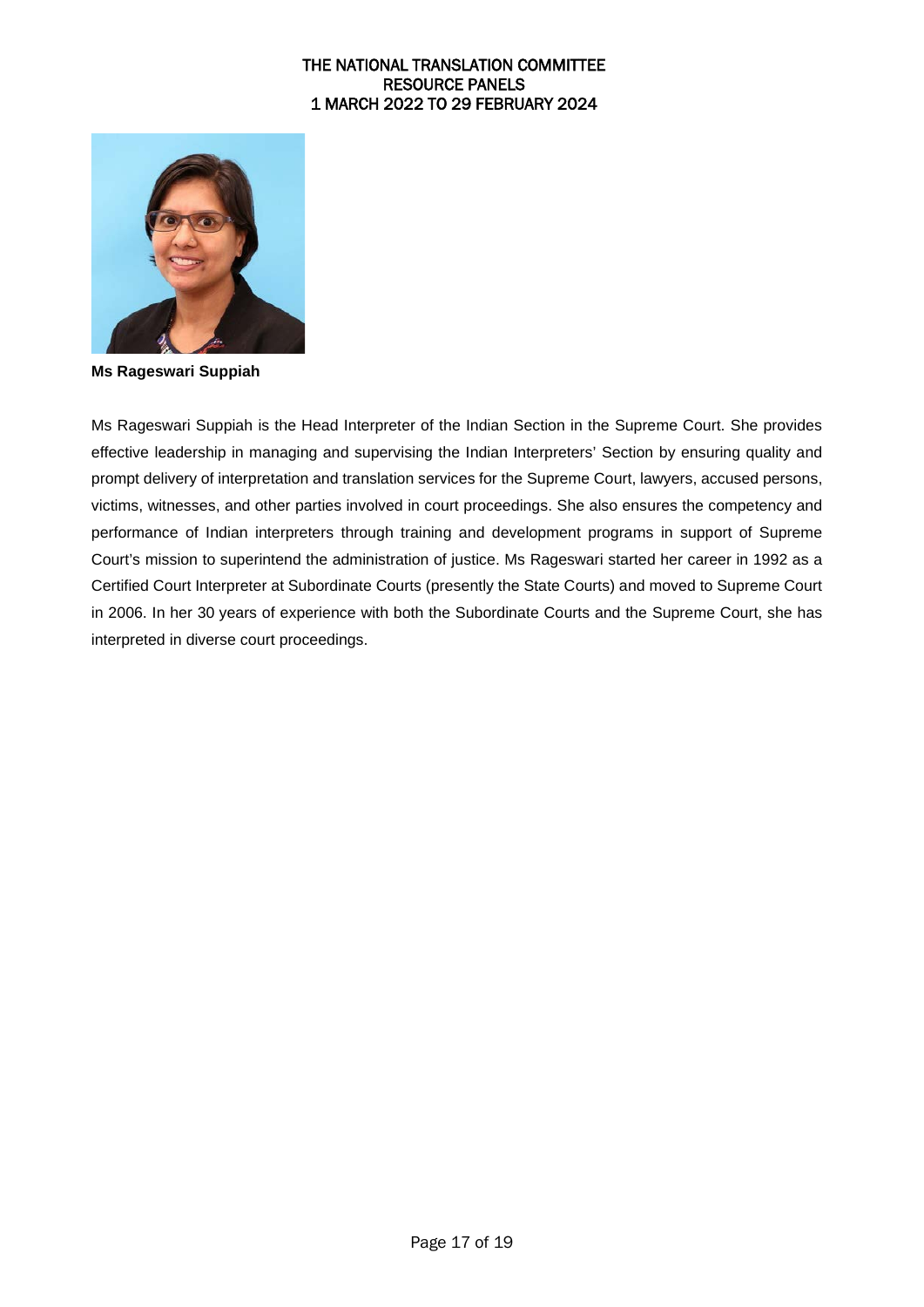**Ms Rageswari Suppiah**

Ms Rageswari Suppiah is the Head Interpreter of the Indian Section in the Supreme Court. She provides effective leadership in managing and supervising the Indian Interpreters' Section by ensuring quality and prompt delivery of interpretation and translation services for the Supreme Court, lawyers, accused persons, victims, witnesses, and other parties involved in court proceedings. She also ensures the competency and performance of Indian interpreters through training and development programs in support of Supreme Court's mission to superintend the administration of justice. Ms Rageswari started her career in 1992 as a Certified Court Interpreter at Subordinate Courts (presently the State Courts) and moved to Supreme Court in 2006. In her 30 years of experience with both the Subordinate Courts and the Supreme Court, she has interpreted in diverse court proceedings.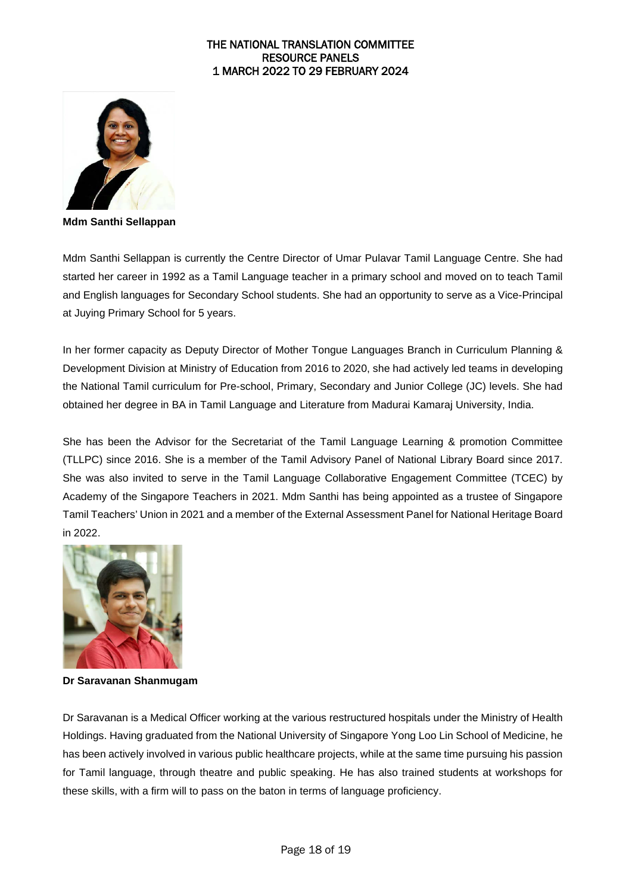**Mdm Santhi Sellappan**

Mdm Santhi Sellappan is currently the Centre Director of Umar Pulavar Tamil Language Centre. She had started her career in 1992 as a Tamil Language teacher in a primary school and moved on to teach Tamil and English languages for Secondary School students. She had an opportunity to serve as a Vice-Principal at Juying Primary School for 5 years.

In her former capacity as Deputy Director of Mother Tongue Languages Branch in Curriculum Planning & Development Division at Ministry of Education from 2016 to 2020, she had actively led teams in developing the National Tamil curriculum for Pre-school, Primary, Secondary and Junior College (JC) levels. She had obtained her degree in BA in Tamil Language and Literature from Madurai Kamaraj University, India.

She has been the Advisor for the Secretariat of the Tamil Language Learning & promotion Committee (TLLPC) since 2016. She is a member of the Tamil Advisory Panel of National Library Board since 2017. She was also invited to serve in the Tamil Language Collaborative Engagement Committee (TCEC) by Academy of the Singapore Teachers in 2021. Mdm Santhi has being appointed as a trustee of Singapore Tamil Teachers' Union in 2021 and a member of the External Assessment Panel for National Heritage Board in 2022.

**Dr Saravanan Shanmugam**

Dr Saravanan is a Medical Officer working at the various restructured hospitals under the Ministry of Health Holdings. Having graduated from the National University of Singapore Yong Loo Lin School of Medicine, he has been actively involved in various public healthcare projects, while at the same time pursuing his passion for Tamil language, through theatre and public speaking. He has also trained students at workshops for these skills, with a firm will to pass on the baton in terms of language proficiency.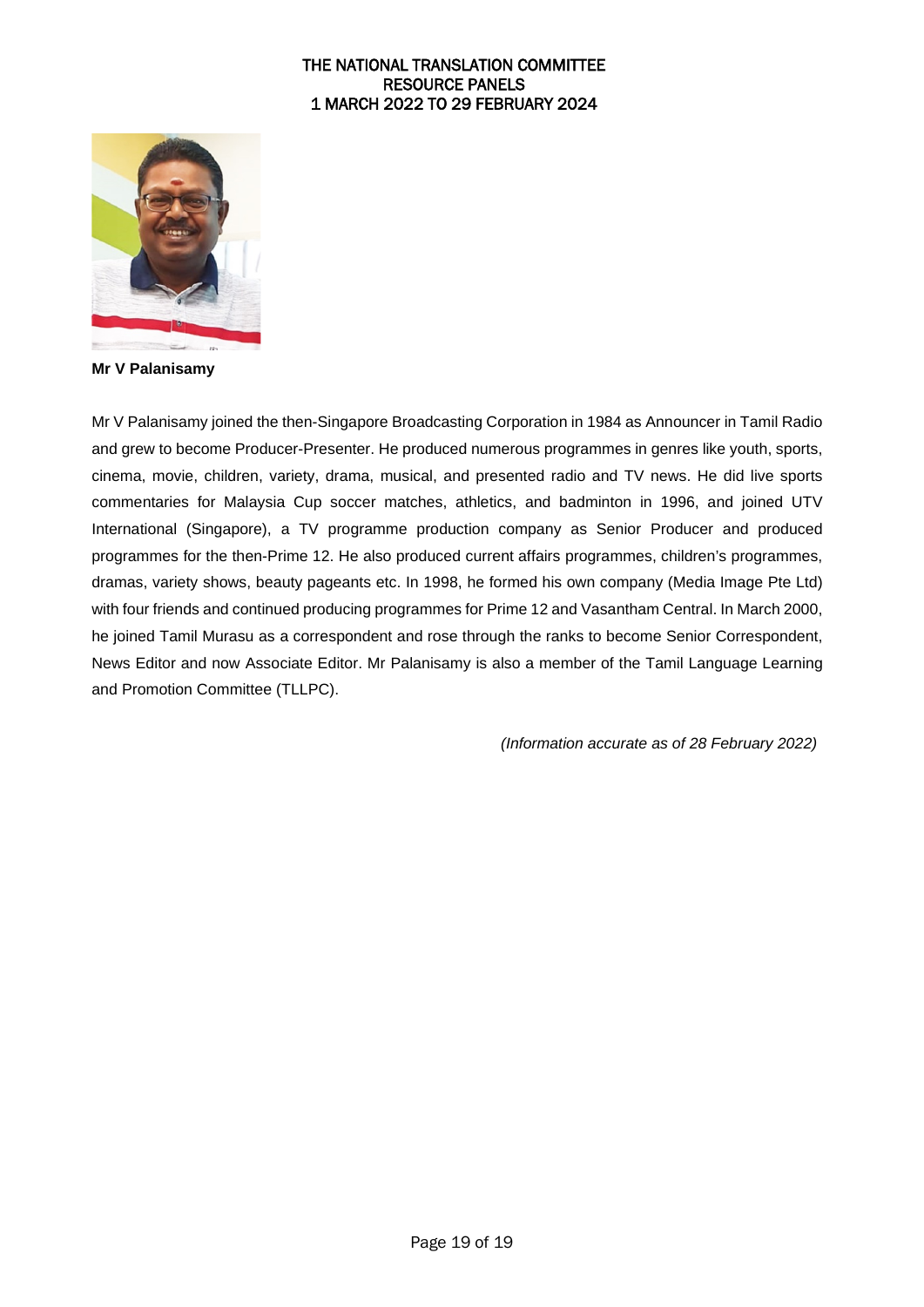**Mr V Palanisamy**

Mr V Palanisamy joined the then-Singapore Broadcasting Corporation in 1984 as Announcer in Tamil Radio and grew to become Producer-Presenter. He produced numerous programmes in genres like youth, sports, cinema, movie, children, variety, drama, musical, and presented radio and TV news. He did live sports commentaries for Malaysia Cup soccer matches, athletics, and badminton in 1996, and joined UTV International (Singapore), a TV programme production company as Senior Producer and produced programmes for the then-Prime 12. He also produced current affairs programmes, children's programmes, dramas, variety shows, beauty pageants etc. In 1998, he formed his own company (Media Image Pte Ltd) with four friends and continued producing programmes for Prime 12 and Vasantham Central. In March 2000, he joined Tamil Murasu as a correspondent and rose through the ranks to become Senior Correspondent, News Editor and now Associate Editor. Mr Palanisamy is also a member of the Tamil Language Learning and Promotion Committee (TLLPC).

*(Information accurate as of 28 February 2022)*